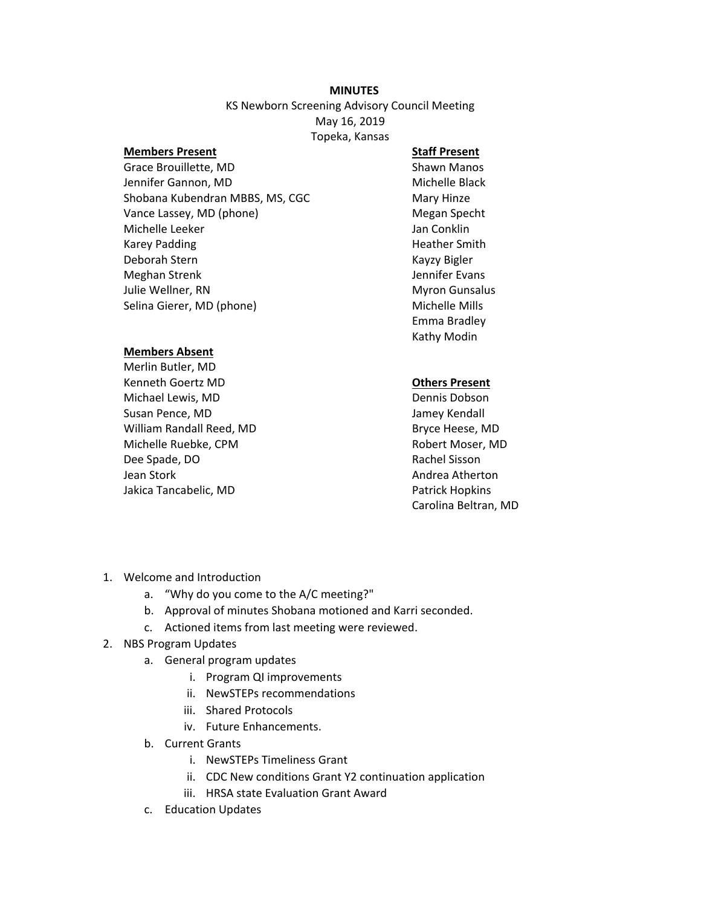**MINUTES**

KS Newborn Screening Advisory Council Meeting

May 16, 2019

Topeka, Kansas

**Members Present**

Grace Brouillette, MD
Jennifer Gannon, MD
Shobana Kubendran MBBS, MS, CGC
Vance Lassey, MD (phone)
Michelle Leeker
Karey Padding
Deborah Stern
Meghan Strenk
Julie Wellner, RN
Selina Gierer, MD (phone)

**Members Absent**

Merlin Butler, MD
Kenneth Goertz MD
Michael Lewis, MD
Susan Pence, MD
William Randall Reed, MD
Michelle Ruebke, CPM
Dee Spade, DO
Jean Stork
Jakica Tancabelic, MD

**Staff Present**

Shawn Manos
Michelle Black
Mary Hinze
Megan Specht
Jan Conklin
Heather Smith
Kayzy Bigler
Jennifer Evans
Myron Gunsalus
Michelle Mills
Emma Bradley
Kathy Modin

**Others Present**

Dennis Dobson
Jamey Kendall
Bryce Heese, MD
Robert Moser, MD
Rachel Sisson
Andrea Atherton
Patrick Hopkins
Carolina Beltran, MD

1. Welcome and Introduction
    a. "Why do you come to the A/C meeting?"
    b. Approval of minutes Shobana motioned and Karri seconded.
    c. Actioned items from last meeting were reviewed.
2. NBS Program Updates
    a. General program updates
        i. Program QI improvements
        ii. NewSTEPs recommendations
        iii. Shared Protocols
        iv. Future Enhancements.
    b. Current Grants
        i. NewSTEPs Timeliness Grant
        ii. CDC New conditions Grant Y2 continuation application
        iii. HRSA state Evaluation Grant Award
    c. Education Updates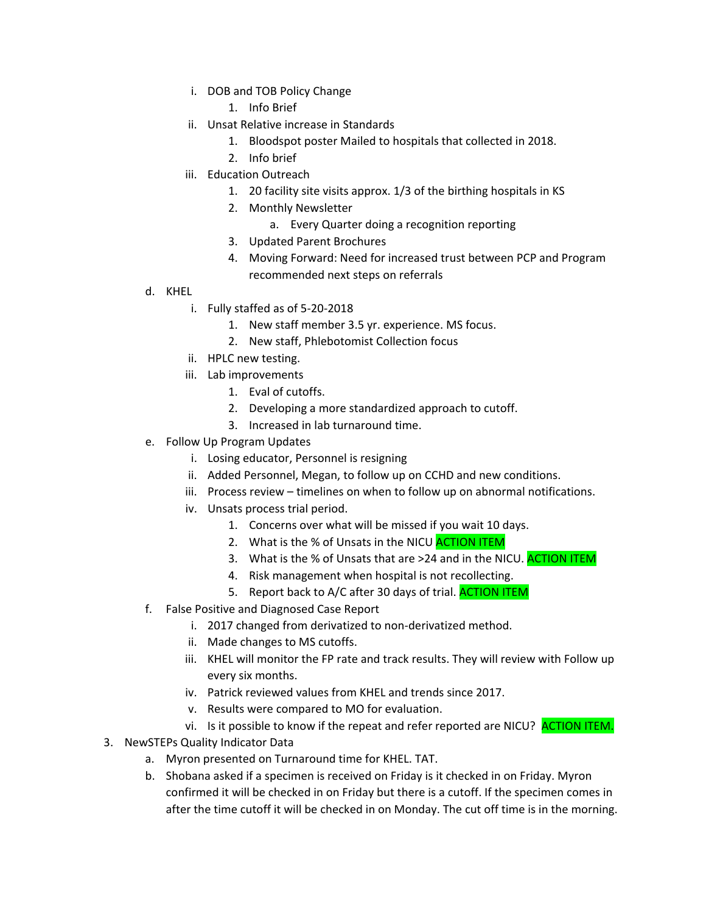- i. DOB and TOB Policy Change
    1. Info Brief
- ii. Unsat Relative increase in Standards
    1. Bloodspot poster Mailed to hospitals that collected in 2018.
    2. Info brief
- iii. Education Outreach
    1. 20 facility site visits approx. 1/3 of the birthing hospitals in KS
    2. Monthly Newsletter
        - a. Every Quarter doing a recognition reporting
    3. Updated Parent Brochures
    4. Moving Forward: Need for increased trust between PCP and Program recommended next steps on referrals

d. KHEL
- i. Fully staffed as of 5-20-2018
    1. New staff member 3.5 yr. experience. MS focus.
    2. New staff, Phlebotomist Collection focus
- ii. HPLC new testing.
- iii. Lab improvements
    1. Eval of cutoffs.
    2. Developing a more standardized approach to cutoff.
    3. Increased in lab turnaround time.

e. Follow Up Program Updates
- i. Losing educator, Personnel is resigning
- ii. Added Personnel, Megan, to follow up on CCHD and new conditions.
- iii. Process review – timelines on when to follow up on abnormal notifications.
- iv. Unsats process trial period.
    1. Concerns over what will be missed if you wait 10 days.
    2. What is the % of Unsats in the NICU ACTION ITEM
    3. What is the % of Unsats that are >24 and in the NICU. ACTION ITEM
    4. Risk management when hospital is not recollecting.
    5. Report back to A/C after 30 days of trial. ACTION ITEM

f. False Positive and Diagnosed Case Report
- i. 2017 changed from derivatized to non-derivatized method.
- ii. Made changes to MS cutoffs.
- iii. KHEL will monitor the FP rate and track results. They will review with Follow up every six months.
- iv. Patrick reviewed values from KHEL and trends since 2017.
- v. Results were compared to MO for evaluation.
- vi. Is it possible to know if the repeat and refer reported are NICU? ACTION ITEM.

3. NewSTEPs Quality Indicator Data
    - a. Myron presented on Turnaround time for KHEL. TAT.
    - b. Shobana asked if a specimen is received on Friday is it checked in on Friday. Myron confirmed it will be checked in on Friday but there is a cutoff. If the specimen comes in after the time cutoff it will be checked in on Monday. The cut off time is in the morning.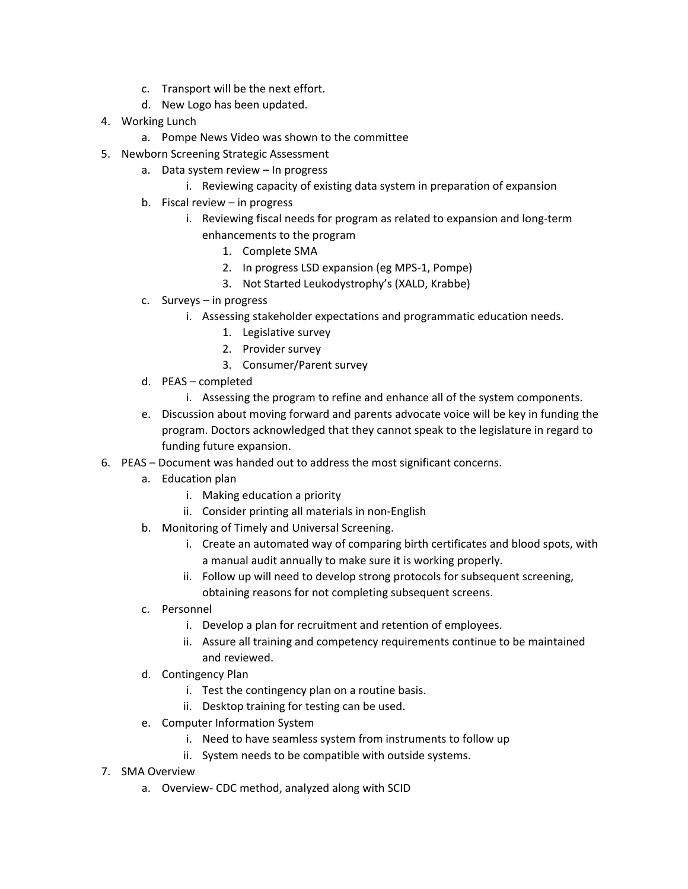c. Transport will be the next effort.
   d. New Logo has been updated.

4. Working Lunch
   a. Pompe News Video was shown to the committee
5. Newborn Screening Strategic Assessment
   a. Data system review – In progress
      i. Reviewing capacity of existing data system in preparation of expansion
   b. Fiscal review – in progress
      i. Reviewing fiscal needs for program as related to expansion and long-term enhancements to the program
         1. Complete SMA
         2. In progress LSD expansion (eg MPS-1, Pompe)
         3. Not Started Leukodystrophy's (XALD, Krabbe)
   c. Surveys – in progress
      i. Assessing stakeholder expectations and programmatic education needs.
         1. Legislative survey
         2. Provider survey
         3. Consumer/Parent survey
   d. PEAS – completed
      i. Assessing the program to refine and enhance all of the system components.
   e. Discussion about moving forward and parents advocate voice will be key in funding the program. Doctors acknowledged that they cannot speak to the legislature in regard to funding future expansion.
6. PEAS – Document was handed out to address the most significant concerns.
   a. Education plan
      i. Making education a priority
      ii. Consider printing all materials in non-English
   b. Monitoring of Timely and Universal Screening.
      i. Create an automated way of comparing birth certificates and blood spots, with a manual audit annually to make sure it is working properly.
      ii. Follow up will need to develop strong protocols for subsequent screening, obtaining reasons for not completing subsequent screens.
   c. Personnel
      i. Develop a plan for recruitment and retention of employees.
      ii. Assure all training and competency requirements continue to be maintained and reviewed.
   d. Contingency Plan
      i. Test the contingency plan on a routine basis.
      ii. Desktop training for testing can be used.
   e. Computer Information System
      i. Need to have seamless system from instruments to follow up
      ii. System needs to be compatible with outside systems.
7. SMA Overview
   a. Overview- CDC method, analyzed along with SCID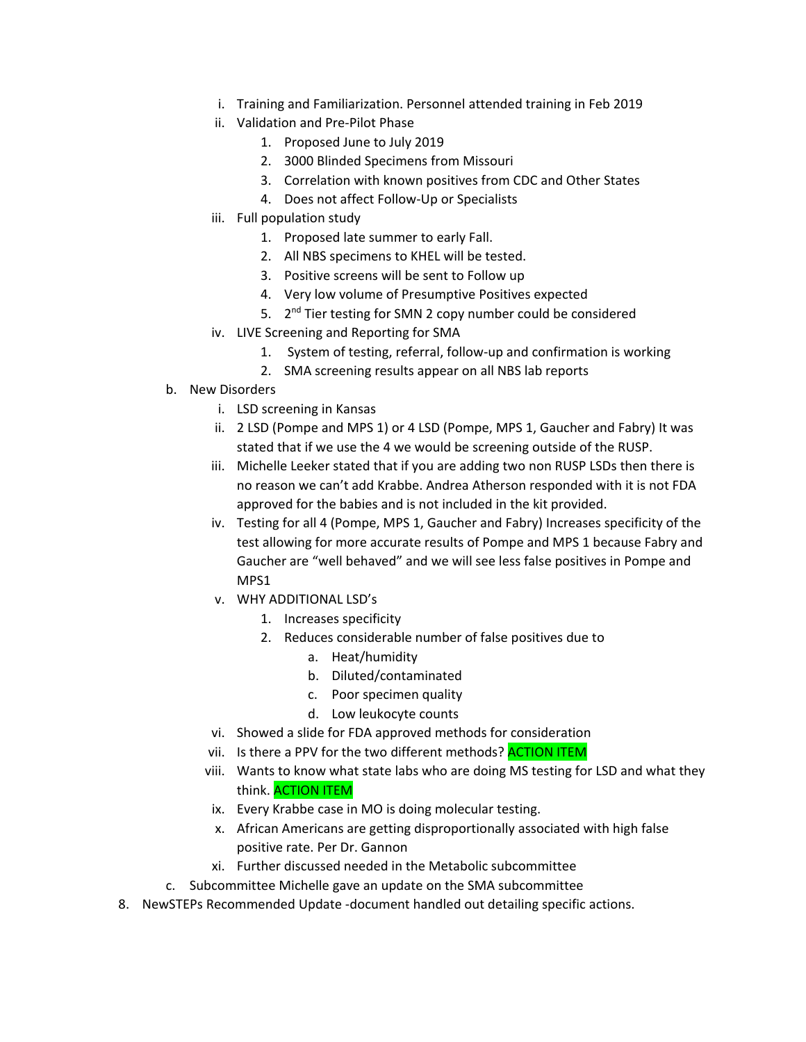i. Training and Familiarization. Personnel attended training in Feb 2019
   ii. Validation and Pre-Pilot Phase
      1. Proposed June to July 2019
      2. 3000 Blinded Specimens from Missouri
      3. Correlation with known positives from CDC and Other States
      4. Does not affect Follow-Up or Specialists
   iii. Full population study
      1. Proposed late summer to early Fall.
      2. All NBS specimens to KHEL will be tested.
      3. Positive screens will be sent to Follow up
      4. Very low volume of Presumptive Positives expected
      5. 2nd Tier testing for SMN 2 copy number could be considered
   iv. LIVE Screening and Reporting for SMA
      1. System of testing, referral, follow-up and confirmation is working
      2. SMA screening results appear on all NBS lab reports

b. New Disorders
   i. LSD screening in Kansas
   ii. 2 LSD (Pompe and MPS 1) or 4 LSD (Pompe, MPS 1, Gaucher and Fabry) It was stated that if we use the 4 we would be screening outside of the RUSP.
   iii. Michelle Leeker stated that if you are adding two non RUSP LSDs then there is no reason we can't add Krabbe. Andrea Atherson responded with it is not FDA approved for the babies and is not included in the kit provided.
   iv. Testing for all 4 (Pompe, MPS 1, Gaucher and Fabry) Increases specificity of the test allowing for more accurate results of Pompe and MPS 1 because Fabry and Gaucher are "well behaved" and we will see less false positives in Pompe and MPS1
   v. WHY ADDITIONAL LSD's
      1. Increases specificity
      2. Reduces considerable number of false positives due to
         a. Heat/humidity
         b. Diluted/contaminated
         c. Poor specimen quality
         d. Low leukocyte counts
   vi. Showed a slide for FDA approved methods for consideration
   vii. Is there a PPV for the two different methods? ACTION ITEM
   viii. Wants to know what state labs who are doing MS testing for LSD and what they think. ACTION ITEM
   ix. Every Krabbe case in MO is doing molecular testing.
   x. African Americans are getting disproportionally associated with high false positive rate. Per Dr. Gannon
   xi. Further discussed needed in the Metabolic subcommittee

c. Subcommittee Michelle gave an update on the SMA subcommittee

8. NewSTEPs Recommended Update -document handled out detailing specific actions.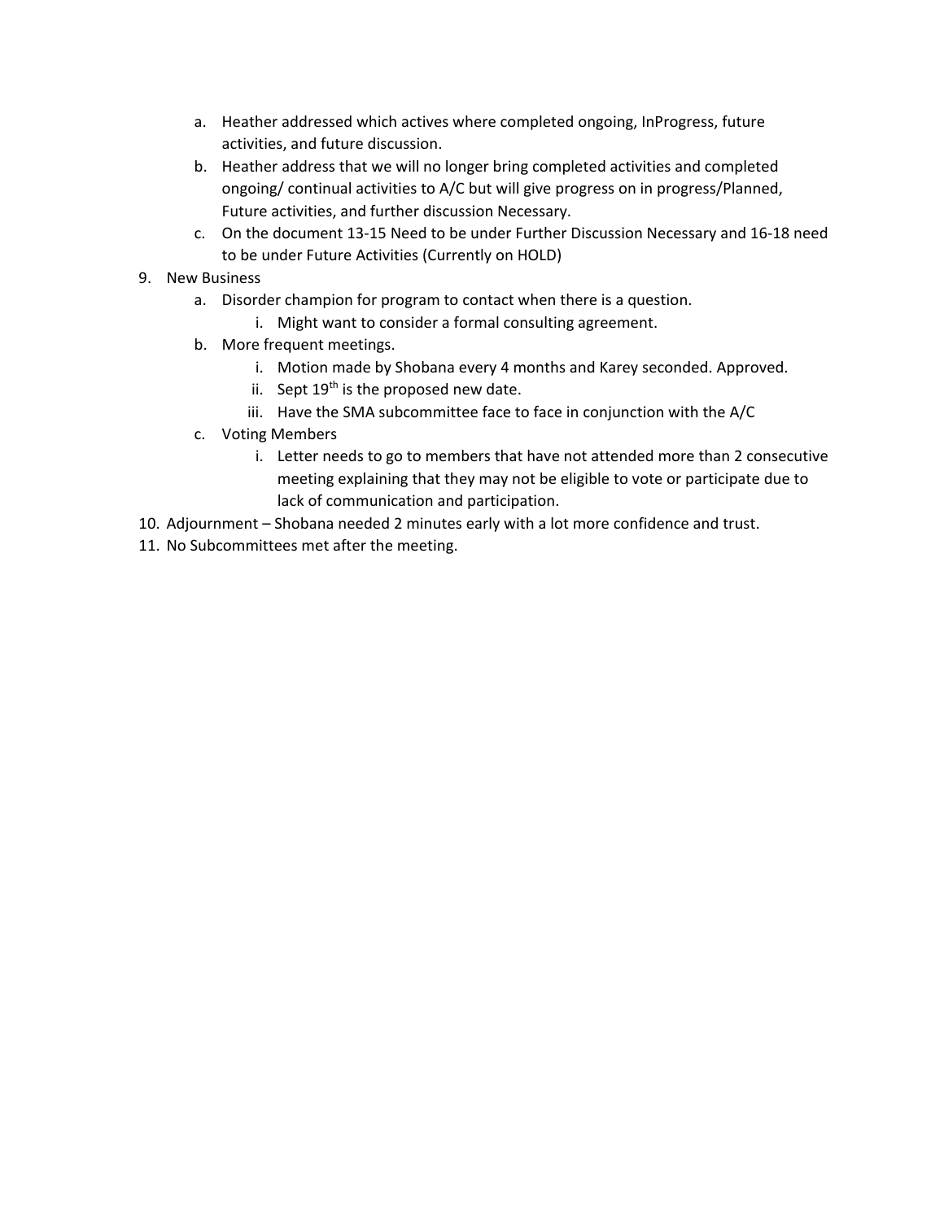a. Heather addressed which actives where completed ongoing, InProgress, future activities, and future discussion.
b. Heather address that we will no longer bring completed activities and completed ongoing/ continual activities to A/C but will give progress on in progress/Planned, Future activities, and further discussion Necessary.
c. On the document 13-15 Need to be under Further Discussion Necessary and 16-18 need to be under Future Activities (Currently on HOLD)

9. New Business
   a. Disorder champion for program to contact when there is a question.
      i. Might want to consider a formal consulting agreement.
   b. More frequent meetings.
      i. Motion made by Shobana every 4 months and Karey seconded. Approved.
      ii. Sept 19th is the proposed new date.
      iii. Have the SMA subcommittee face to face in conjunction with the A/C
   c. Voting Members
      i. Letter needs to go to members that have not attended more than 2 consecutive meeting explaining that they may not be eligible to vote or participate due to lack of communication and participation.
10. Adjournment – Shobana needed 2 minutes early with a lot more confidence and trust.
11. No Subcommittees met after the meeting.